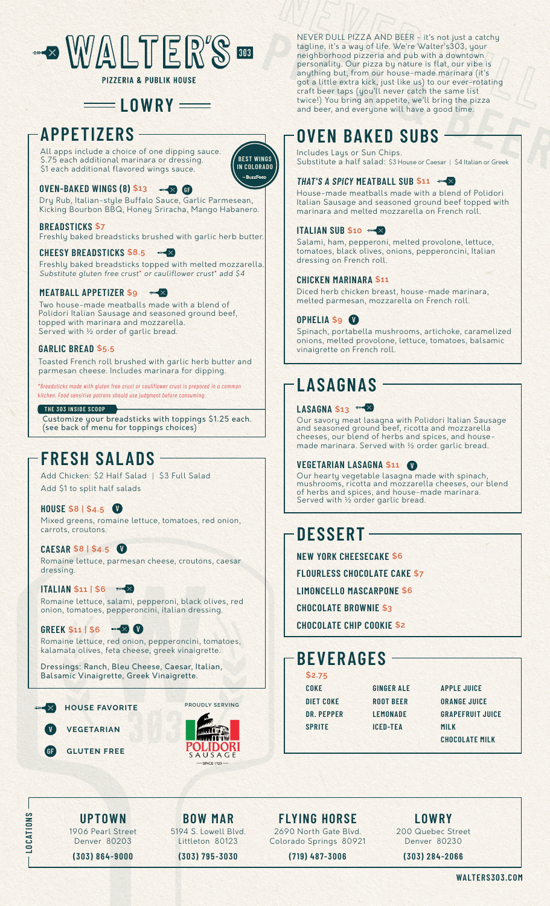# WALTER'S 303

PIZZERIA & PUBLIK HOUSE

## LOWRY

## APPETIZERS

All apps include a choice of one dipping sauce. $.75 each additional marinara or dressing. $1 each additional flavored wings sauce.

BEST WINGS IN COLORADO – BuzzFeed

**OVEN-BAKED WINGS (8) $13** (House Favorite) (GF)
Dry Rub, Italian-style Buffalo Sauce, Garlic Parmesean, Kicking Bourbon BBQ, Honey Sriracha, Mango Habanero.

**BREADSTICKS $7**
Freshly baked breadsticks brushed with garlic herb butter.

**CHEESY BREADSTICKS $8.5** (House Favorite)
Freshly baked breadsticks topped with melted mozzarella. *Substitute gluten free crust* or cauliflower crust* add $4*

**MEATBALL APPETIZER $9** (House Favorite)
Two house-made meatballs made with a blend of Polidori Italian Sausage and seasoned ground beef, topped with marinara and mozzarella. Served with ½ order of garlic bread.

**GARLIC BREAD $5.5**
Toasted French roll brushed with garlic herb butter and parmesan cheese. Includes marinara for dipping.

*\*Breadsticks made with gluten free crust or cauliflower crust is prepared in a common kitchen. Food sensitive patrons should use judgment before consuming.*

**THE 303 INSIDE SCOOP**
Customize your breadsticks with toppings $1.25 each. (see back of menu for toppings choices)

## FRESH SALADS

Add Chicken: $2 Half Salad | $3 Full Salad
Add $1 to split half salads

**HOUSE $8 | $4.5** (V)
Mixed greens, romaine lettuce, tomatoes, red onion, carrots, croutons.

**CAESAR $8 | $4.5** (V)
Romaine lettuce, parmesan cheese, croutons, caesar dressing.

**ITALIAN $11 | $6** (House Favorite)
Romaine lettuce, salami, pepperoni, black olives, red onion, tomatoes, pepperoncini, italian dressing.

**GREEK $11 | $6** (House Favorite) (V)
Romaine lettuce, red onion, pepperoncini, tomatoes, kalamata olives, feta cheese, greek vinaigrette.

Dressings: Ranch, Bleu Cheese, Caesar, Italian, Balsamic Vinaigrette, Greek Vinaigrette.

HOUSE FAVORITE
(V) VEGETARIAN
(GF) GLUTEN FREE

PROUDLY SERVING POLIDORI SAUSAGE – SINCE 1925

NEVER DULL PIZZA AND BEER – it's not just a catchy tagline, it's a way of life. We're Walter's303, your neighborhood pizzeria and pub with a downtown personality. Our pizza by nature is flat, our vibe is anything but, from our house-made marinara (it's got a little extra kick, just like us) to our ever-rotating craft beer taps (you'll never catch the same list twice!) You bring an appetite, we'll bring the pizza and beer, and everyone will have a good time.

## OVEN BAKED SUBS

Includes Lays or Sun Chips.
Substitute a half salad: $3 House or Caesar | $4 Italian or Greek

***THAT'S A SPICY* MEATBALL SUB $11** (House Favorite)
House-made meatballs made with a blend of Polidori Italian Sausage and seasoned ground beef topped with marinara and melted mozzarella on French roll.

**ITALIAN SUB $10** (House Favorite)
Salami, ham, pepperoni, melted provolone, lettuce, tomatoes, black olives, onions, pepperoncini, Italian dressing on French roll.

**CHICKEN MARINARA $11**
Diced herb chicken breast, house-made marinara, melted parmesan, mozzarella on French roll.

**OPHELIA $9** (V)
Spinach, portabella mushrooms, artichoke, caramelized onions, melted provolone, lettuce, tomatoes, balsamic vinaigrette on French roll.

## LASAGNAS

**LASAGNA $13** (House Favorite)
Our savory meat lasagna with Polidori Italian Sausage and seasoned ground beef, ricotta and mozzarella cheeses, our blend of herbs and spices, and house-made marinara. Served with ½ order garlic bread.

**VEGETARIAN LASAGNA $11** (V)
Our hearty vegetable lasagna made with spinach, mushrooms, ricotta and mozzarella cheeses, our blend of herbs and spices, and house-made marinara. Served with ½ order garlic bread.

## DESSERT

**NEW YORK CHEESECAKE $6**

**FLOURLESS CHOCOLATE CAKE $7**

**LIMONCELLO MASCARPONE $6**

**CHOCOLATE BROWNIE $3**

**CHOCOLATE CHIP COOKIE $2**

## BEVERAGES

$2.75

| | | |
|---|---|---|
| COKE | GINGER ALE | APPLE JUICE |
| DIET COKE | ROOT BEER | ORANGE JUICE |
| DR. PEPPER | LEMONADE | GRAPEFRUIT JUICE |
| SPRITE | ICED-TEA | MILK |
| | | CHOCOLATE MILK |

## LOCATIONS

**UPTOWN**
1906 Pearl Street
Denver 80203
(303) 864-9000

**BOW MAR**
5194 S. Lowell Blvd.
Littleton 80123
(303) 795-3030

**FLYING HORSE**
2690 North Gate Blvd.
Colorado Springs 80921
(719) 487-3006

**LOWRY**
200 Quebec Street
Denver 80230
(303) 284-2066

WALTERS303.COM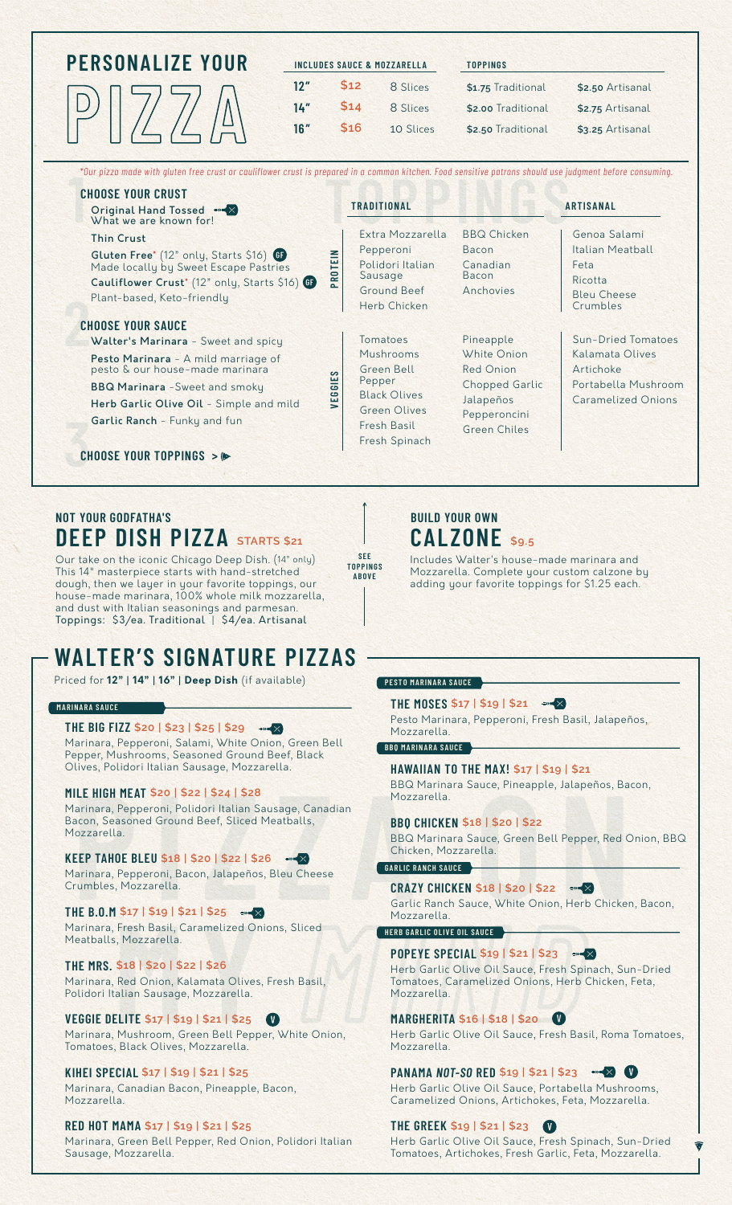# PERSONALIZE YOUR PIZZA

| | INCLUDES SAUCE & MOZZARELLA | | TOPPINGS | |
|---|---|---|---|---|
| 12" | $12 | 8 Slices | $1.75 Traditional | $2.50 Artisanal |
| 14" | $14 | 8 Slices | $2.00 Traditional | $2.75 Artisanal |
| 16" | $16 | 10 Slices | $2.50 Traditional | $3.25 Artisanal |

*Our pizza made with gluten free crust or cauliflower crust is prepared in a common kitchen. Food sensitive patrons should use judgment before consuming.*

## 1 CHOOSE YOUR CRUST

**Original Hand Tossed**
What we are known for!

**Thin Crust**

**Gluten Free*** (12" only, Starts $16) GF
Made locally by Sweet Escape Pastries

**Cauliflower Crust*** (12" only, Starts $16) GF
Plant-based, Keto-friendly

## 2 CHOOSE YOUR SAUCE

**Walter's Marinara** - Sweet and spicy

**Pesto Marinara** - A mild marriage of pesto & our house-made marinara

**BBQ Marinara** -Sweet and smoky

**Herb Garlic Olive Oil** - Simple and mild

**Garlic Ranch** - Funky and fun

## 3 CHOOSE YOUR TOPPINGS >

## TOPPINGS

| | TRADITIONAL | | ARTISANAL |
|---|---|---|---|
| PROTEIN | Extra Mozzarella<br>Pepperoni<br>Polidori Italian Sausage<br>Ground Beef<br>Herb Chicken | BBQ Chicken<br>Bacon<br>Canadian Bacon<br>Anchovies | Genoa Salami<br>Italian Meatball<br>Feta<br>Ricotta<br>Bleu Cheese Crumbles |
| VEGGIES | Tomatoes<br>Mushrooms<br>Green Bell Pepper<br>Black Olives<br>Green Olives<br>Fresh Basil<br>Fresh Spinach | Pineapple<br>White Onion<br>Red Onion<br>Chopped Garlic<br>Jalapeños<br>Pepperoncini<br>Green Chiles | Sun-Dried Tomatoes<br>Kalamata Olives<br>Artichoke<br>Portabella Mushroom<br>Caramelized Onions |

## NOT YOUR GODFATHA'S DEEP DISH PIZZA STARTS $21

Our take on the iconic Chicago Deep Dish. (14" only) This 14" masterpiece starts with hand-stretched dough, then we layer in your favorite toppings, our house-made marinara, 100% whole milk mozzarella, and dust with Italian seasonings and parmesan.
Toppings: $3/ea. Traditional | $4/ea. Artisanal

SEE TOPPINGS ABOVE

## BUILD YOUR OWN CALZONE $9.5

Includes Walter's house-made marinara and Mozzarella. Complete your custom calzone by adding your favorite toppings for $1.25 each.

# WALTER'S SIGNATURE PIZZAS

Priced for **12" | 14" | 16" | Deep Dish** (if available)

### MARINARA SAUCE

**THE BIG FIZZ $20 | $23 | $25 | $29**
Marinara, Pepperoni, Salami, White Onion, Green Bell Pepper, Mushrooms, Seasoned Ground Beef, Black Olives, Polidori Italian Sausage, Mozzarella.

**MILE HIGH MEAT $20 | $22 | $24 | $28**
Marinara, Pepperoni, Polidori Italian Sausage, Canadian Bacon, Seasoned Ground Beef, Sliced Meatballs, Mozzarella.

**KEEP TAHOE BLEU $18 | $20 | $22 | $26**
Marinara, Pepperoni, Bacon, Jalapeños, Bleu Cheese Crumbles, Mozzarella.

**THE B.O.M $17 | $19 | $21 | $25**
Marinara, Fresh Basil, Caramelized Onions, Sliced Meatballs, Mozzarella.

**THE MRS. $18 | $20 | $22 | $26**
Marinara, Red Onion, Kalamata Olives, Fresh Basil, Polidori Italian Sausage, Mozzarella.

**VEGGIE DELITE $17 | $19 | $21 | $25** V
Marinara, Mushroom, Green Bell Pepper, White Onion, Tomatoes, Black Olives, Mozzarella.

**KIHEI SPECIAL $17 | $19 | $21 | $25**
Marinara, Canadian Bacon, Pineapple, Bacon, Mozzarella.

**RED HOT MAMA $17 | $19 | $21 | $25**
Marinara, Green Bell Pepper, Red Onion, Polidori Italian Sausage, Mozzarella.

### PESTO MARINARA SAUCE

**THE MOSES $17 | $19 | $21**
Pesto Marinara, Pepperoni, Fresh Basil, Jalapeños, Mozzarella.

### BBQ MARINARA SAUCE

**HAWAIIAN TO THE MAX! $17 | $19 | $21**
BBQ Marinara Sauce, Pineapple, Jalapeños, Bacon, Mozzarella.

**BBQ CHICKEN $18 | $20 | $22**
BBQ Marinara Sauce, Green Bell Pepper, Red Onion, BBQ Chicken, Mozzarella.

### GARLIC RANCH SAUCE

**CRAZY CHICKEN $18 | $20 | $22**
Garlic Ranch Sauce, White Onion, Herb Chicken, Bacon, Mozzarella.

### HERB GARLIC OLIVE OIL SAUCE

**POPEYE SPECIAL $19 | $21 | $23**
Herb Garlic Olive Oil Sauce, Fresh Spinach, Sun-Dried Tomatoes, Caramelized Onions, Herb Chicken, Feta, Mozzarella.

**MARGHERITA $16 | $18 | $20** V
Herb Garlic Olive Oil Sauce, Fresh Basil, Roma Tomatoes, Mozzarella.

**PANAMA *NOT-SO* RED $19 | $21 | $23** V
Herb Garlic Olive Oil Sauce, Portabella Mushrooms, Caramelized Onions, Artichokes, Feta, Mozzarella.

**THE GREEK $19 | $21 | $23** V
Herb Garlic Olive Oil Sauce, Fresh Spinach, Sun-Dried Tomatoes, Artichokes, Fresh Garlic, Feta, Mozzarella.